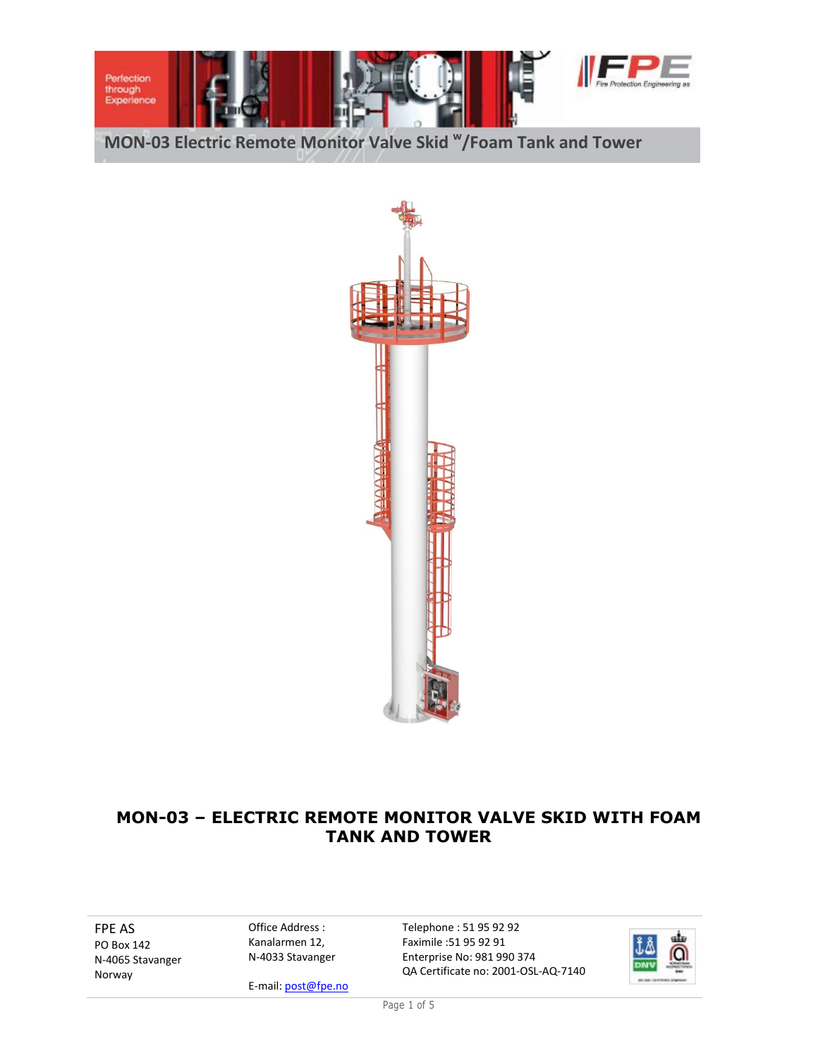# MON-03 Electric Remote Monitor Valve Skid w/Foam Tank and Tower

## MON-03 – ELECTRIC REMOTE MONITOR VALVE SKID WITH FOAM TANK AND TOWER

FPE AS
PO Box 142
N-4065 Stavanger
Norway

Office Address :
Kanalarmen 12,
N-4033 Stavanger

E-mail: post@fpe.no

Telephone : 51 95 92 92
Faximile :51 95 92 91
Enterprise No: 981 990 374
QA Certificate no: 2001-OSL-AQ-7140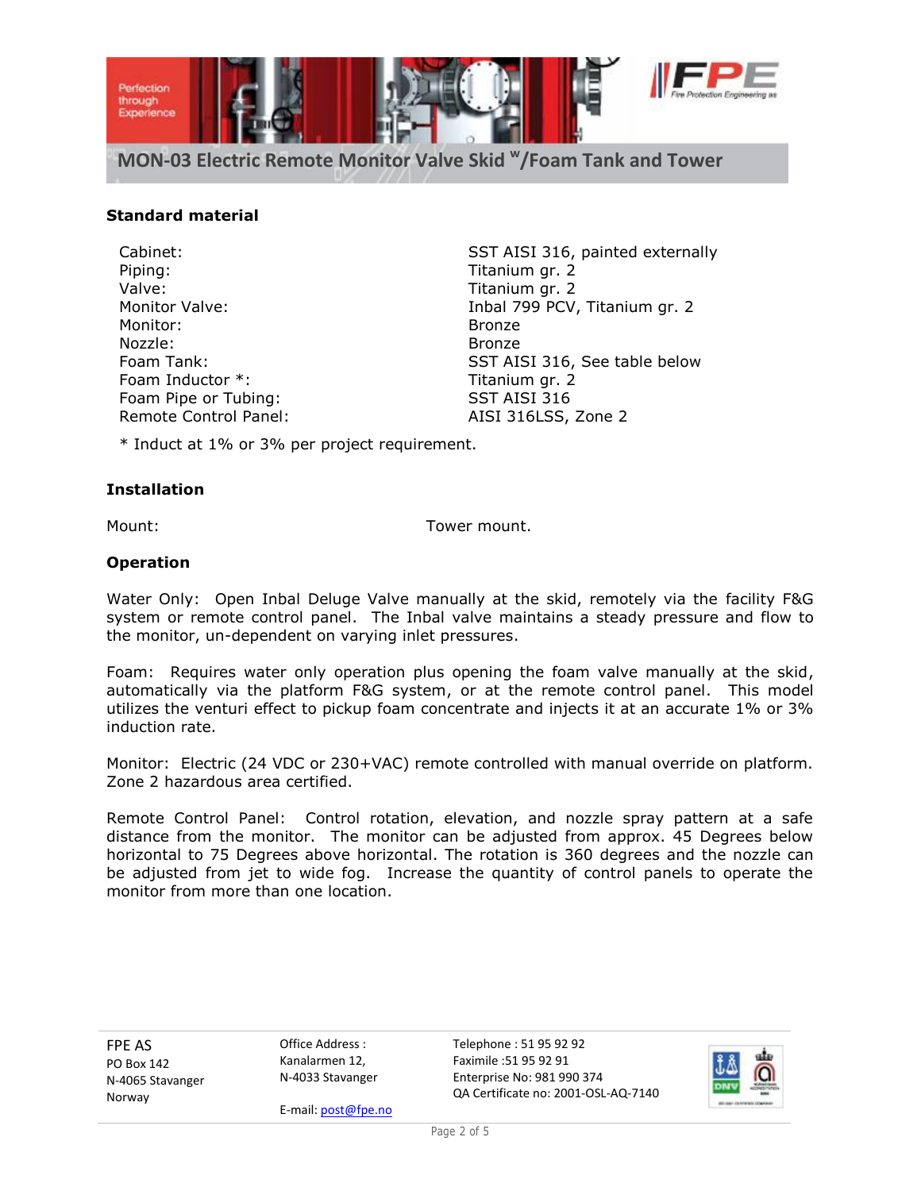## Standard material

| | |
|---|---|
| Cabinet: | SST AISI 316, painted externally |
| Piping: | Titanium gr. 2 |
| Valve: | Titanium gr. 2 |
| Monitor Valve: | Inbal 799 PCV, Titanium gr. 2 |
| Monitor: | Bronze |
| Nozzle: | Bronze |
| Foam Tank: | SST AISI 316, See table below |
| Foam Inductor *: | Titanium gr. 2 |
| Foam Pipe or Tubing: | SST AISI 316 |
| Remote Control Panel: | AISI 316LSS, Zone 2 |

\* Induct at 1% or 3% per project requirement.

## Installation

Mount: Tower mount.

## Operation

Water Only: Open Inbal Deluge Valve manually at the skid, remotely via the facility F&G system or remote control panel. The Inbal valve maintains a steady pressure and flow to the monitor, un-dependent on varying inlet pressures.

Foam: Requires water only operation plus opening the foam valve manually at the skid, automatically via the platform F&G system, or at the remote control panel. This model utilizes the venturi effect to pickup foam concentrate and injects it at an accurate 1% or 3% induction rate.

Monitor: Electric (24 VDC or 230+VAC) remote controlled with manual override on platform. Zone 2 hazardous area certified.

Remote Control Panel: Control rotation, elevation, and nozzle spray pattern at a safe distance from the monitor. The monitor can be adjusted from approx. 45 Degrees below horizontal to 75 Degrees above horizontal. The rotation is 360 degrees and the nozzle can be adjusted from jet to wide fog. Increase the quantity of control panels to operate the monitor from more than one location.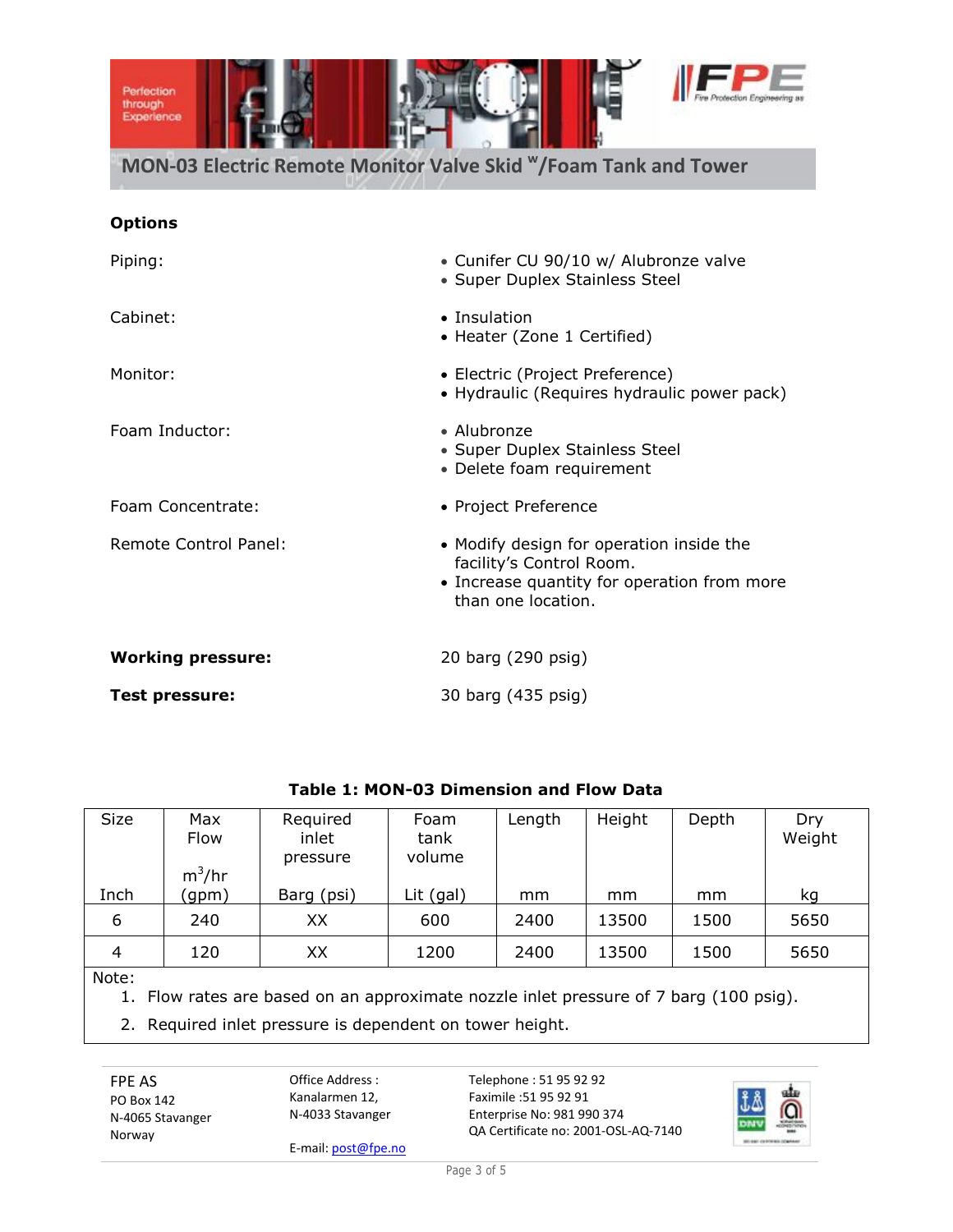## Options

Piping:
- Cunifer CU 90/10 w/ Alubronze valve
- Super Duplex Stainless Steel

Cabinet:
- Insulation
- Heater (Zone 1 Certified)

Monitor:
- Electric (Project Preference)
- Hydraulic (Requires hydraulic power pack)

Foam Inductor:
- Alubronze
- Super Duplex Stainless Steel
- Delete foam requirement

Foam Concentrate:
- Project Preference

Remote Control Panel:
- Modify design for operation inside the facility's Control Room.
- Increase quantity for operation from more than one location.

**Working pressure:** 20 barg (290 psig)

**Test pressure:** 30 barg (435 psig)

**Table 1: MON-03 Dimension and Flow Data**

| Size<br>Inch | Max Flow<br>$m^3$/hr (gpm) | Required inlet pressure<br>Barg (psi) | Foam tank volume<br>Lit (gal) | Length<br>mm | Height<br>mm | Depth<br>mm | Dry Weight<br>kg |
|---|---|---|---|---|---|---|---|
| 6 | 240 | XX | 600 | 2400 | 13500 | 1500 | 5650 |
| 4 | 120 | XX | 1200 | 2400 | 13500 | 1500 | 5650 |

Note:
1. Flow rates are based on an approximate nozzle inlet pressure of 7 barg (100 psig).
2. Required inlet pressure is dependent on tower height.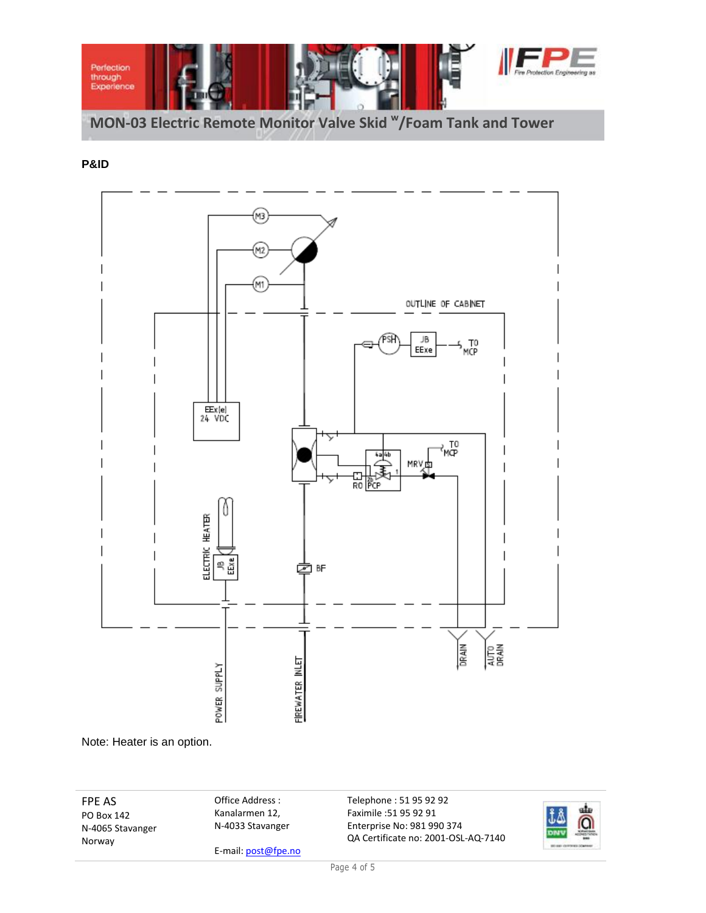# MON-03 Electric Remote Monitor Valve Skid w/Foam Tank and Tower

**P&ID**

Note: Heater is an option.

FPE AS
PO Box 142
N-4065 Stavanger
Norway

Office Address :
Kanalarmen 12,
N-4033 Stavanger

E-mail: post@fpe.no

Telephone : 51 95 92 92
Faximile :51 95 92 91
Enterprise No: 981 990 374
QA Certificate no: 2001-OSL-AQ-7140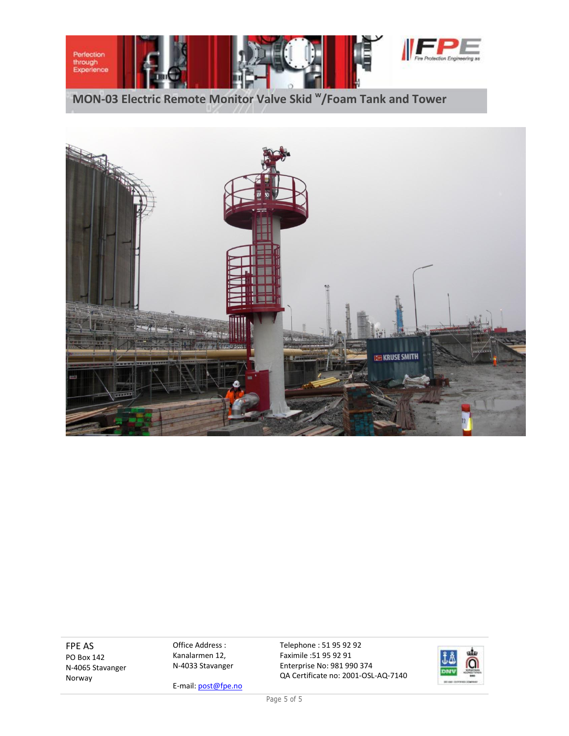## MON-03 Electric Remote Monitor Valve Skid w/Foam Tank and Tower

FPE AS
PO Box 142
N-4065 Stavanger
Norway

Office Address :
Kanalarmen 12,
N-4033 Stavanger

E-mail: post@fpe.no

Telephone : 51 95 92 92
Faximile :51 95 92 91
Enterprise No: 981 990 374
QA Certificate no: 2001-OSL-AQ-7140